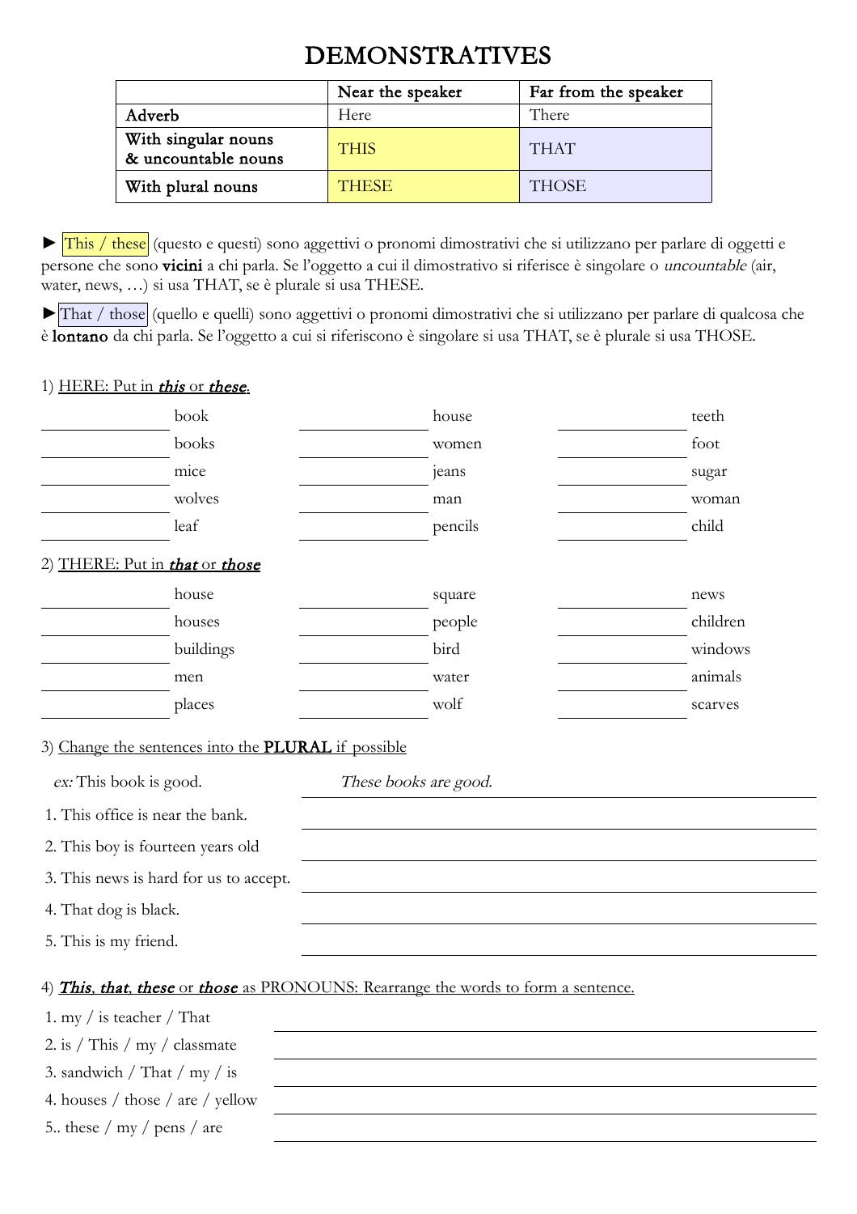# DEMONSTRATIVES

| | Near the speaker | Far from the speaker |
|---|---|---|
| Adverb | Here | There |
| With singular nouns & uncountable nouns | THIS | THAT |
| With plural nouns | THESE | THOSE |

► This / these (questo e questi) sono aggettivi o pronomi dimostrativi che si utilizzano per parlare di oggetti e persone che sono **vicini** a chi parla. Se l'oggetto a cui il dimostrativo si riferisce è singolare o *uncountable* (air, water, news, …) si usa THAT, se è plurale si usa THESE.

► That / those (quello e quelli) sono aggettivi o pronomi dimostrativi che si utilizzano per parlare di qualcosa che è **lontano** da chi parla. Se l'oggetto a cui si riferiscono è singolare si usa THAT, se è plurale si usa THOSE.

1) HERE: Put in ***this*** or ***these***.

| | | |
|---|---|---|
| ________ book | ________ house | ________ teeth |
| ________ books | ________ women | ________ foot |
| ________ mice | ________ jeans | ________ sugar |
| ________ wolves | ________ man | ________ woman |
| ________ leaf | ________ pencils | ________ child |

2) THERE: Put in ***that*** or ***those***

| | | |
|---|---|---|
| ________ house | ________ square | ________ news |
| ________ houses | ________ people | ________ children |
| ________ buildings | ________ bird | ________ windows |
| ________ men | ________ water | ________ animals |
| ________ places | ________ wolf | ________ scarves |

3) Change the sentences into the **PLURAL** if possible

*ex:* This book is good. *These books are good.*

1. This office is near the bank. ________________
2. This boy is fourteen years old ________________
3. This news is hard for us to accept. ________________
4. That dog is black. ________________
5. This is my friend. ________________

4) ***This***, ***that***, ***these*** or ***those*** as PRONOUNS: Rearrange the words to form a sentence.

1. my / is teacher / That ________________
2. is / This / my / classmate ________________
3. sandwich / That / my / is ________________
4. houses / those / are / yellow ________________
5.. these / my / pens / are ________________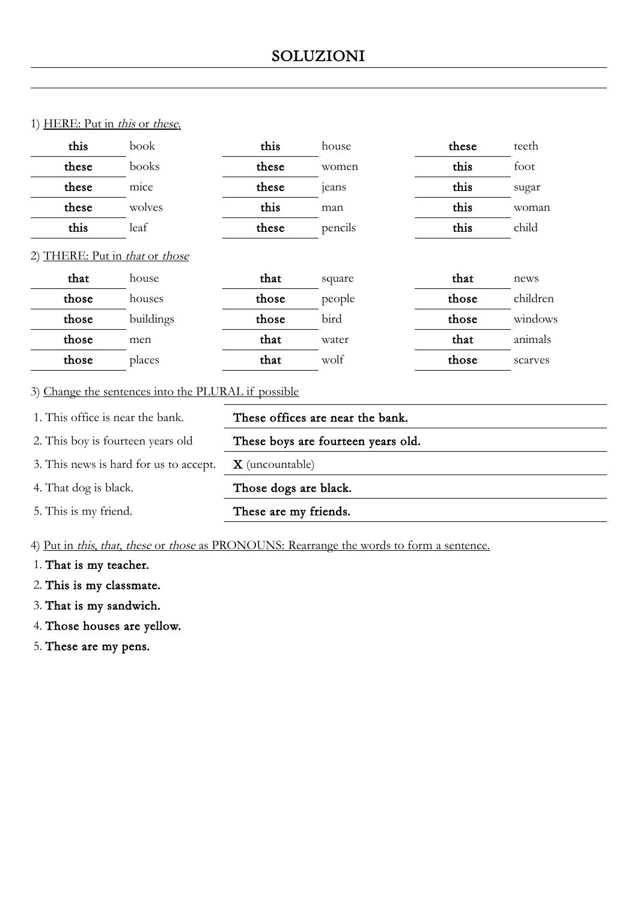# SOLUZIONI

1) HERE: Put in *this* or *these*.

| | | | | | |
|---|---|---|---|---|---|
| **this** | book | **this** | house | **these** | teeth |
| **these** | books | **these** | women | **this** | foot |
| **these** | mice | **these** | jeans | **this** | sugar |
| **these** | wolves | **this** | man | **this** | woman |
| **this** | leaf | **these** | pencils | **this** | child |

2) THERE: Put in *that* or *those*

| | | | | | |
|---|---|---|---|---|---|
| **that** | house | **that** | square | **that** | news |
| **those** | houses | **those** | people | **those** | children |
| **those** | buildings | **those** | bird | **those** | windows |
| **those** | men | **that** | water | **that** | animals |
| **those** | places | **that** | wolf | **those** | scarves |

3) Change the sentences into the PLURAL if possible

| | |
|---|---|
| 1. This office is near the bank. | **These offices are near the bank.** |
| 2. This boy is fourteen years old | **These boys are fourteen years old.** |
| 3. This news is hard for us to accept. | **X** (uncountable) |
| 4. That dog is black. | **Those dogs are black.** |
| 5. This is my friend. | **These are my friends.** |

4) Put in *this, that, these* or *those* as PRONOUNS: Rearrange the words to form a sentence.

1. **That is my teacher.**
2. **This is my classmate.**
3. **That is my sandwich.**
4. **Those houses are yellow.**
5. **These are my pens.**